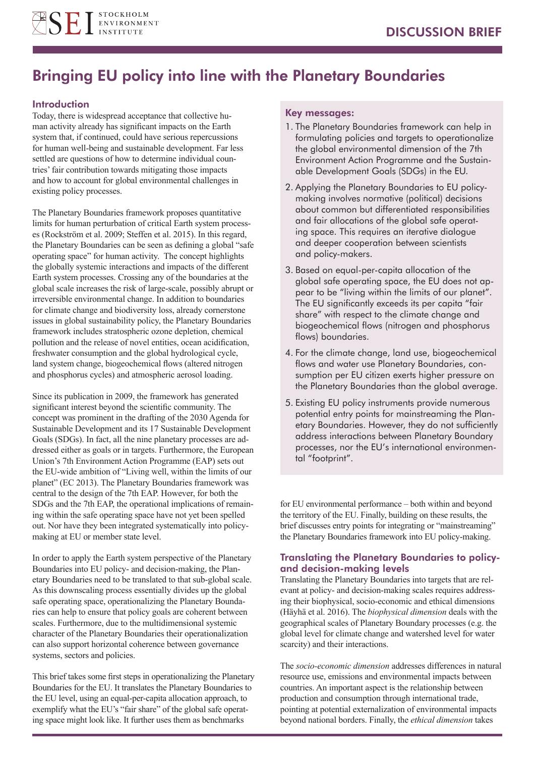DISCUSSION BRIEF

# Bringing EU policy into line with the Planetary Boundaries

## Introduction

Today, there is widespread acceptance that collective human activity already has significant impacts on the Earth system that, if continued, could have serious repercussions for human well-being and sustainable development. Far less settled are questions of how to determine individual countries' fair contribution towards mitigating those impacts and how to account for global environmental challenges in existing policy processes.

The Planetary Boundaries framework proposes quantitative limits for human perturbation of critical Earth system processes (Rockström et al. 2009; Steffen et al. 2015). In this regard, the Planetary Boundaries can be seen as defining a global "safe operating space" for human activity. The concept highlights the globally systemic interactions and impacts of the different Earth system processes. Crossing any of the boundaries at the global scale increases the risk of large-scale, possibly abrupt or irreversible environmental change. In addition to boundaries for climate change and biodiversity loss, already cornerstone issues in global sustainability policy, the Planetary Boundaries framework includes stratospheric ozone depletion, chemical pollution and the release of novel entities, ocean acidification, freshwater consumption and the global hydrological cycle, land system change, biogeochemical flows (altered nitrogen and phosphorus cycles) and atmospheric aerosol loading.

Since its publication in 2009, the framework has generated significant interest beyond the scientific community. The concept was prominent in the drafting of the 2030 Agenda for Sustainable Development and its 17 Sustainable Development Goals (SDGs). In fact, all the nine planetary processes are addressed either as goals or in targets. Furthermore, the European Union's 7th Environment Action Programme (EAP) sets out the EU-wide ambition of "Living well, within the limits of our planet" (EC 2013). The Planetary Boundaries framework was central to the design of the 7th EAP. However, for both the SDGs and the 7th EAP, the operational implications of remaining within the safe operating space have not yet been spelled out. Nor have they been integrated systematically into policy-making at EU or member state level.

In order to apply the Earth system perspective of the Planetary Boundaries into EU policy- and decision-making, the Planetary Boundaries need to be translated to that sub-global scale. As this downscaling process essentially divides up the global safe operating space, operationalizing the Planetary Boundaries can help to ensure that policy goals are coherent between scales. Furthermore, due to the multidimensional systemic character of the Planetary Boundaries their operationalization can also support horizontal coherence between governance systems, sectors and policies.

This brief takes some first steps in operationalizing the Planetary Boundaries for the EU. It translates the Planetary Boundaries to the EU level, using an equal-per-capita allocation approach, to exemplify what the EU's "fair share" of the global safe operating space might look like. It further uses them as benchmarks for EU environmental performance – both within and beyond the territory of the EU. Finally, building on these results, the brief discusses entry points for integrating or "mainstreaming" the Planetary Boundaries framework into EU policy-making.

### Key messages:

1. The Planetary Boundaries framework can help in formulating policies and targets to operationalize the global environmental dimension of the 7th Environment Action Programme and the Sustainable Development Goals (SDGs) in the EU.
2. Applying the Planetary Boundaries to EU policy-making involves normative (political) decisions about common but differentiated responsibilities and fair allocations of the global safe operating space. This requires an iterative dialogue and deeper cooperation between scientists and policy-makers.
3. Based on equal-per-capita allocation of the global safe operating space, the EU does not appear to be "living within the limits of our planet". The EU significantly exceeds its per capita "fair share" with respect to the climate change and biogeochemical flows (nitrogen and phosphorus flows) boundaries.
4. For the climate change, land use, biogeochemical flows and water use Planetary Boundaries, consumption per EU citizen exerts higher pressure on the Planetary Boundaries than the global average.
5. Existing EU policy instruments provide numerous potential entry points for mainstreaming the Planetary Boundaries. However, they do not sufficiently address interactions between Planetary Boundary processes, nor the EU's international environmental "footprint".

## Translating the Planetary Boundaries to policy- and decision-making levels

Translating the Planetary Boundaries into targets that are relevant at policy- and decision-making scales requires addressing their biophysical, socio-economic and ethical dimensions (Häyhä et al. 2016). The *biophysical dimension* deals with the geographical scales of Planetary Boundary processes (e.g. the global level for climate change and watershed level for water scarcity) and their interactions.

The *socio-economic dimension* addresses differences in natural resource use, emissions and environmental impacts between countries. An important aspect is the relationship between production and consumption through international trade, pointing at potential externalization of environmental impacts beyond national borders. Finally, the *ethical dimension* takes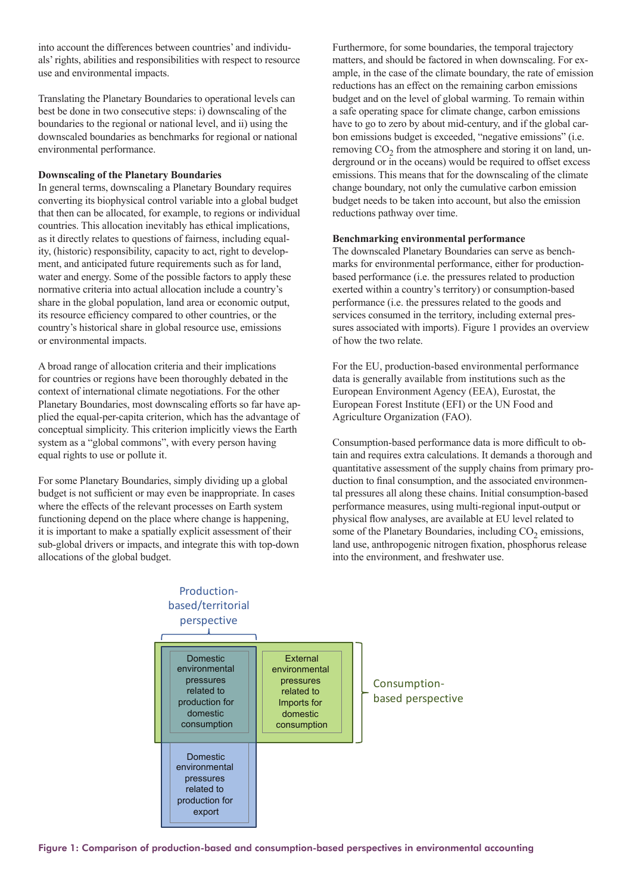into account the differences between countries' and individuals' rights, abilities and responsibilities with respect to resource use and environmental impacts.

Translating the Planetary Boundaries to operational levels can best be done in two consecutive steps: i) downscaling of the boundaries to the regional or national level, and ii) using the downscaled boundaries as benchmarks for regional or national environmental performance.

**Downscaling of the Planetary Boundaries**

In general terms, downscaling a Planetary Boundary requires converting its biophysical control variable into a global budget that then can be allocated, for example, to regions or individual countries. This allocation inevitably has ethical implications, as it directly relates to questions of fairness, including equality, (historic) responsibility, capacity to act, right to development, and anticipated future requirements such as for land, water and energy. Some of the possible factors to apply these normative criteria into actual allocation include a country's share in the global population, land area or economic output, its resource efficiency compared to other countries, or the country's historical share in global resource use, emissions or environmental impacts.

A broad range of allocation criteria and their implications for countries or regions have been thoroughly debated in the context of international climate negotiations. For the other Planetary Boundaries, most downscaling efforts so far have applied the equal-per-capita criterion, which has the advantage of conceptual simplicity. This criterion implicitly views the Earth system as a "global commons", with every person having equal rights to use or pollute it.

For some Planetary Boundaries, simply dividing up a global budget is not sufficient or may even be inappropriate. In cases where the effects of the relevant processes on Earth system functioning depend on the place where change is happening, it is important to make a spatially explicit assessment of their sub-global drivers or impacts, and integrate this with top-down allocations of the global budget.

Furthermore, for some boundaries, the temporal trajectory matters, and should be factored in when downscaling. For example, in the case of the climate boundary, the rate of emission reductions has an effect on the remaining carbon emissions budget and on the level of global warming. To remain within a safe operating space for climate change, carbon emissions have to go to zero by about mid-century, and if the global carbon emissions budget is exceeded, "negative emissions" (i.e. removing $CO_2$ from the atmosphere and storing it on land, underground or in the oceans) would be required to offset excess emissions. This means that for the downscaling of the climate change boundary, not only the cumulative carbon emission budget needs to be taken into account, but also the emission reductions pathway over time.

**Benchmarking environmental performance**

The downscaled Planetary Boundaries can serve as benchmarks for environmental performance, either for production-based performance (i.e. the pressures related to production exerted within a country's territory) or consumption-based performance (i.e. the pressures related to the goods and services consumed in the territory, including external pressures associated with imports). Figure 1 provides an overview of how the two relate.

For the EU, production-based environmental performance data is generally available from institutions such as the European Environment Agency (EEA), Eurostat, the European Forest Institute (EFI) or the UN Food and Agriculture Organization (FAO).

Consumption-based performance data is more difficult to obtain and requires extra calculations. It demands a thorough and quantitative assessment of the supply chains from primary production to final consumption, and the associated environmental pressures all along these chains. Initial consumption-based performance measures, using multi-regional input-output or physical flow analyses, are available at EU level related to some of the Planetary Boundaries, including $CO_2$ emissions, land use, anthropogenic nitrogen fixation, phosphorus release into the environment, and freshwater use.

Production-based/territorial perspective

Domestic environmental pressures related to production for domestic consumption

External environmental pressures related to Imports for domestic consumption

Consumption-based perspective

Domestic environmental pressures related to production for export

Figure 1: Comparison of production-based and consumption-based perspectives in environmental accounting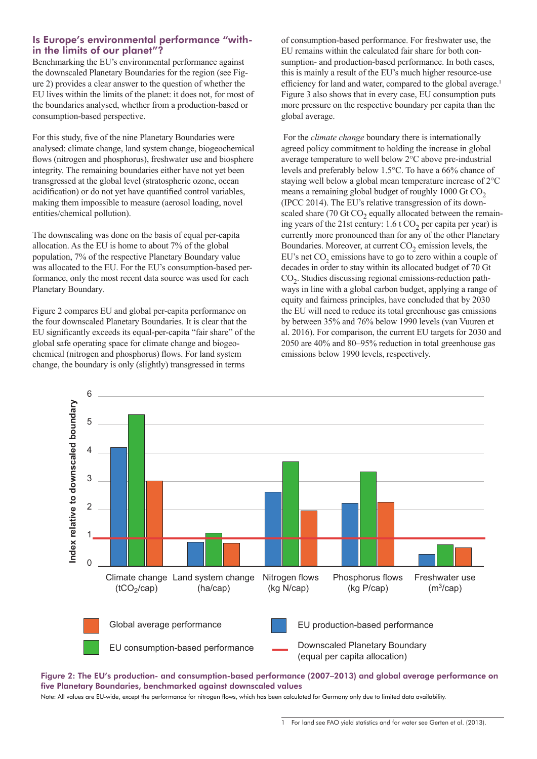## Is Europe's environmental performance "within the limits of our planet"?

Benchmarking the EU's environmental performance against the downscaled Planetary Boundaries for the region (see Figure 2) provides a clear answer to the question of whether the EU lives within the limits of the planet: it does not, for most of the boundaries analysed, whether from a production-based or consumption-based perspective.

For this study, five of the nine Planetary Boundaries were analysed: climate change, land system change, biogeochemical flows (nitrogen and phosphorus), freshwater use and biosphere integrity. The remaining boundaries either have not yet been transgressed at the global level (stratospheric ozone, ocean acidification) or do not yet have quantified control variables, making them impossible to measure (aerosol loading, novel entities/chemical pollution).

The downscaling was done on the basis of equal per-capita allocation. As the EU is home to about 7% of the global population, 7% of the respective Planetary Boundary value was allocated to the EU. For the EU's consumption-based performance, only the most recent data source was used for each Planetary Boundary.

Figure 2 compares EU and global per-capita performance on the four downscaled Planetary Boundaries. It is clear that the EU significantly exceeds its equal-per-capita "fair share" of the global safe operating space for climate change and biogeochemical (nitrogen and phosphorus) flows. For land system change, the boundary is only (slightly) transgressed in terms of consumption-based performance. For freshwater use, the EU remains within the calculated fair share for both consumption- and production-based performance. In both cases, this is mainly a result of the EU's much higher resource-use efficiency for land and water, compared to the global average.[1] Figure 3 also shows that in every case, EU consumption puts more pressure on the respective boundary per capita than the global average.

For the *climate change* boundary there is internationally agreed policy commitment to holding the increase in global average temperature to well below 2°C above pre-industrial levels and preferably below 1.5°C. To have a 66% chance of staying well below a global mean temperature increase of 2°C means a remaining global budget of roughly 1000 Gt $CO_2$ (IPCC 2014). The EU's relative transgression of its downscaled share (70 Gt $CO_2$ equally allocated between the remaining years of the 21st century: 1.6 t $CO_2$ per capita per year) is currently more pronounced than for any of the other Planetary Boundaries. Moreover, at current $CO_2$ emission levels, the EU's net $CO_2$ emissions have to go to zero within a couple of decades in order to stay within its allocated budget of 70 Gt $CO_2$. Studies discussing regional emissions-reduction pathways in line with a global carbon budget, applying a range of equity and fairness principles, have concluded that by 2030 the EU will need to reduce its total greenhouse gas emissions by between 35% and 76% below 1990 levels (van Vuuren et al. 2016). For comparison, the current EU targets for 2030 and 2050 are 40% and 80–95% reduction in total greenhouse gas emissions below 1990 levels, respectively.

Index relative to downscaled boundary

0 1 2 3 4 5 6

Climate change ($tCO_2$/cap)
Land system change (ha/cap)
Nitrogen flows (kg N/cap)
Phosphorus flows (kg P/cap)
Freshwater use ($m^3$/cap)

Global average performance
EU consumption-based performance
EU production-based performance
Downscaled Planetary Boundary (equal per capita allocation)

**Figure 2: The EU's production- and consumption-based performance (2007–2013) and global average performance on five Planetary Boundaries, benchmarked against downscaled values**

Note: All values are EU-wide, except the performance for nitrogen flows, which has been calculated for Germany only due to limited data availability.

[1] For land see FAO yield statistics and for water see Gerten et al. (2013).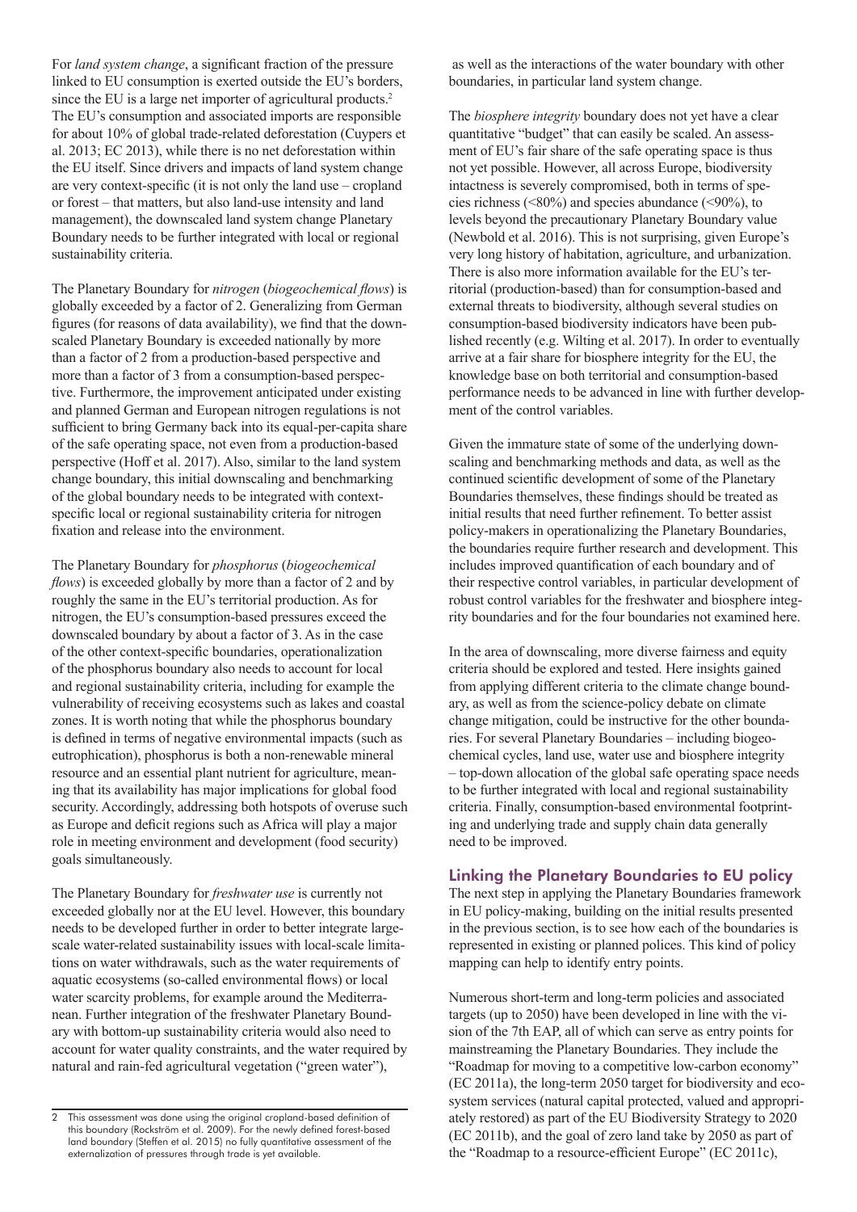For *land system change*, a significant fraction of the pressure linked to EU consumption is exerted outside the EU's borders, since the EU is a large net importer of agricultural products.[2] The EU's consumption and associated imports are responsible for about 10% of global trade-related deforestation (Cuypers et al. 2013; EC 2013), while there is no net deforestation within the EU itself. Since drivers and impacts of land system change are very context-specific (it is not only the land use – cropland or forest – that matters, but also land-use intensity and land management), the downscaled land system change Planetary Boundary needs to be further integrated with local or regional sustainability criteria.

The Planetary Boundary for *nitrogen* (*biogeochemical flows*) is globally exceeded by a factor of 2. Generalizing from German figures (for reasons of data availability), we find that the downscaled Planetary Boundary is exceeded nationally by more than a factor of 2 from a production-based perspective and more than a factor of 3 from a consumption-based perspective. Furthermore, the improvement anticipated under existing and planned German and European nitrogen regulations is not sufficient to bring Germany back into its equal-per-capita share of the safe operating space, not even from a production-based perspective (Hoff et al. 2017). Also, similar to the land system change boundary, this initial downscaling and benchmarking of the global boundary needs to be integrated with context-specific local or regional sustainability criteria for nitrogen fixation and release into the environment.

The Planetary Boundary for *phosphorus* (*biogeochemical flows*) is exceeded globally by more than a factor of 2 and by roughly the same in the EU's territorial production. As for nitrogen, the EU's consumption-based pressures exceed the downscaled boundary by about a factor of 3. As in the case of the other context-specific boundaries, operationalization of the phosphorus boundary also needs to account for local and regional sustainability criteria, including for example the vulnerability of receiving ecosystems such as lakes and coastal zones. It is worth noting that while the phosphorus boundary is defined in terms of negative environmental impacts (such as eutrophication), phosphorus is both a non-renewable mineral resource and an essential plant nutrient for agriculture, meaning that its availability has major implications for global food security. Accordingly, addressing both hotspots of overuse such as Europe and deficit regions such as Africa will play a major role in meeting environment and development (food security) goals simultaneously.

The Planetary Boundary for *freshwater use* is currently not exceeded globally nor at the EU level. However, this boundary needs to be developed further in order to better integrate large-scale water-related sustainability issues with local-scale limitations on water withdrawals, such as the water requirements of aquatic ecosystems (so-called environmental flows) or local water scarcity problems, for example around the Mediterranean. Further integration of the freshwater Planetary Boundary with bottom-up sustainability criteria would also need to account for water quality constraints, and the water required by natural and rain-fed agricultural vegetation ("green water"), as well as the interactions of the water boundary with other boundaries, in particular land system change.

The *biosphere integrity* boundary does not yet have a clear quantitative "budget" that can easily be scaled. An assessment of EU's fair share of the safe operating space is thus not yet possible. However, all across Europe, biodiversity intactness is severely compromised, both in terms of species richness (<80%) and species abundance (<90%), to levels beyond the precautionary Planetary Boundary value (Newbold et al. 2016). This is not surprising, given Europe's very long history of habitation, agriculture, and urbanization. There is also more information available for the EU's territorial (production-based) than for consumption-based and external threats to biodiversity, although several studies on consumption-based biodiversity indicators have been published recently (e.g. Wilting et al. 2017). In order to eventually arrive at a fair share for biosphere integrity for the EU, the knowledge base on both territorial and consumption-based performance needs to be advanced in line with further development of the control variables.

Given the immature state of some of the underlying downscaling and benchmarking methods and data, as well as the continued scientific development of some of the Planetary Boundaries themselves, these findings should be treated as initial results that need further refinement. To better assist policy-makers in operationalizing the Planetary Boundaries, the boundaries require further research and development. This includes improved quantification of each boundary and of their respective control variables, in particular development of robust control variables for the freshwater and biosphere integrity boundaries and for the four boundaries not examined here.

In the area of downscaling, more diverse fairness and equity criteria should be explored and tested. Here insights gained from applying different criteria to the climate change boundary, as well as from the science-policy debate on climate change mitigation, could be instructive for the other boundaries. For several Planetary Boundaries – including biogeochemical cycles, land use, water use and biosphere integrity – top-down allocation of the global safe operating space needs to be further integrated with local and regional sustainability criteria. Finally, consumption-based environmental footprinting and underlying trade and supply chain data generally need to be improved.

## Linking the Planetary Boundaries to EU policy

The next step in applying the Planetary Boundaries framework in EU policy-making, building on the initial results presented in the previous section, is to see how each of the boundaries is represented in existing or planned polices. This kind of policy mapping can help to identify entry points.

Numerous short-term and long-term policies and associated targets (up to 2050) have been developed in line with the vision of the 7th EAP, all of which can serve as entry points for mainstreaming the Planetary Boundaries. They include the "Roadmap for moving to a competitive low-carbon economy" (EC 2011a), the long-term 2050 target for biodiversity and ecosystem services (natural capital protected, valued and appropriately restored) as part of the EU Biodiversity Strategy to 2020 (EC 2011b), and the goal of zero land take by 2050 as part of the "Roadmap to a resource-efficient Europe" (EC 2011c),

---

[2] This assessment was done using the original cropland-based definition of this boundary (Rockström et al. 2009). For the newly defined forest-based land boundary (Steffen et al. 2015) no fully quantitative assessment of the externalization of pressures through trade is yet available.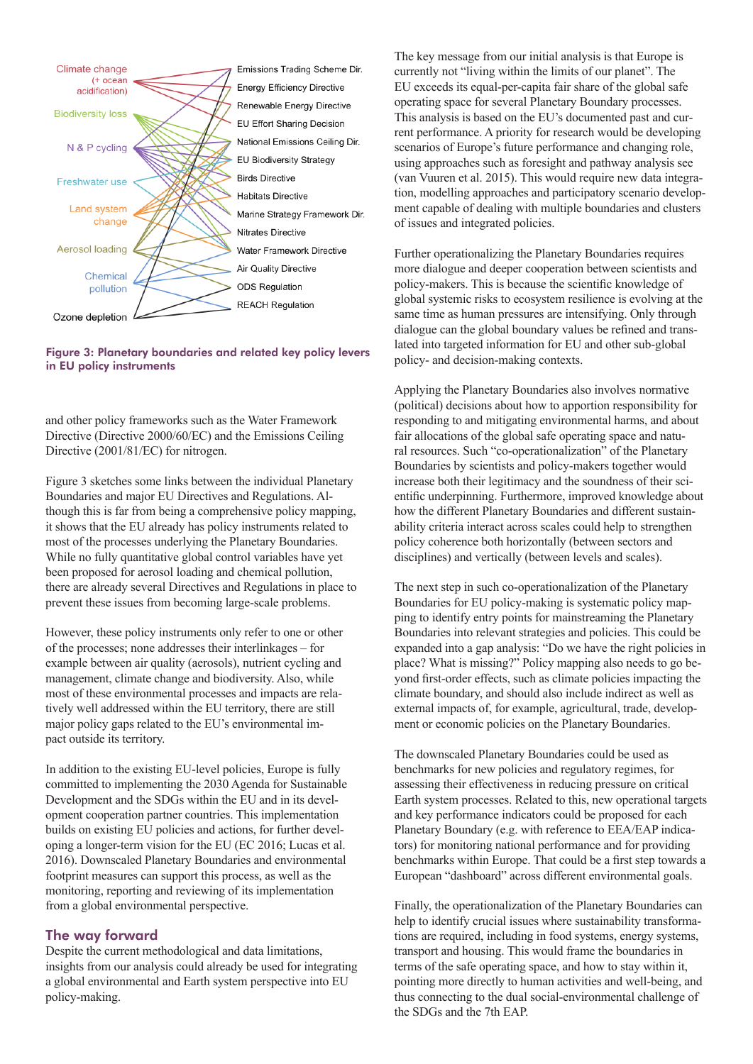Climate change (+ ocean acidification)
Biodiversity loss
N & P cycling
Freshwater use
Land system change
Aerosol loading
Chemical pollution
Ozone depletion

Emissions Trading Scheme Dir.
Energy Efficiency Directive
Renewable Energy Directive
EU Effort Sharing Decision
National Emissions Ceiling Dir.
EU Biodiversity Strategy
Birds Directive
Habitats Directive
Marine Strategy Framework Dir.
Nitrates Directive
Water Framework Directive
Air Quality Directive
ODS Regulation
REACH Regulation

**Figure 3: Planetary boundaries and related key policy levers in EU policy instruments**

and other policy frameworks such as the Water Framework Directive (Directive 2000/60/EC) and the Emissions Ceiling Directive (2001/81/EC) for nitrogen.

Figure 3 sketches some links between the individual Planetary Boundaries and major EU Directives and Regulations. Although this is far from being a comprehensive policy mapping, it shows that the EU already has policy instruments related to most of the processes underlying the Planetary Boundaries. While no fully quantitative global control variables have yet been proposed for aerosol loading and chemical pollution, there are already several Directives and Regulations in place to prevent these issues from becoming large-scale problems.

However, these policy instruments only refer to one or other of the processes; none addresses their interlinkages – for example between air quality (aerosols), nutrient cycling and management, climate change and biodiversity. Also, while most of these environmental processes and impacts are relatively well addressed within the EU territory, there are still major policy gaps related to the EU's environmental impact outside its territory.

In addition to the existing EU-level policies, Europe is fully committed to implementing the 2030 Agenda for Sustainable Development and the SDGs within the EU and in its development cooperation partner countries. This implementation builds on existing EU policies and actions, for further developing a longer-term vision for the EU (EC 2016; Lucas et al. 2016). Downscaled Planetary Boundaries and environmental footprint measures can support this process, as well as the monitoring, reporting and reviewing of its implementation from a global environmental perspective.

## The way forward

Despite the current methodological and data limitations, insights from our analysis could already be used for integrating a global environmental and Earth system perspective into EU policy-making.

The key message from our initial analysis is that Europe is currently not "living within the limits of our planet". The EU exceeds its equal-per-capita fair share of the global safe operating space for several Planetary Boundary processes. This analysis is based on the EU's documented past and current performance. A priority for research would be developing scenarios of Europe's future performance and changing role, using approaches such as foresight and pathway analysis see (van Vuuren et al. 2015). This would require new data integration, modelling approaches and participatory scenario development capable of dealing with multiple boundaries and clusters of issues and integrated policies.

Further operationalizing the Planetary Boundaries requires more dialogue and deeper cooperation between scientists and policy-makers. This is because the scientific knowledge of global systemic risks to ecosystem resilience is evolving at the same time as human pressures are intensifying. Only through dialogue can the global boundary values be refined and translated into targeted information for EU and other sub-global policy- and decision-making contexts.

Applying the Planetary Boundaries also involves normative (political) decisions about how to apportion responsibility for responding to and mitigating environmental harms, and about fair allocations of the global safe operating space and natural resources. Such "co-operationalization" of the Planetary Boundaries by scientists and policy-makers together would increase both their legitimacy and the soundness of their scientific underpinning. Furthermore, improved knowledge about how the different Planetary Boundaries and different sustainability criteria interact across scales could help to strengthen policy coherence both horizontally (between sectors and disciplines) and vertically (between levels and scales).

The next step in such co-operationalization of the Planetary Boundaries for EU policy-making is systematic policy mapping to identify entry points for mainstreaming the Planetary Boundaries into relevant strategies and policies. This could be expanded into a gap analysis: "Do we have the right policies in place? What is missing?" Policy mapping also needs to go beyond first-order effects, such as climate policies impacting the climate boundary, and should also include indirect as well as external impacts of, for example, agricultural, trade, development or economic policies on the Planetary Boundaries.

The downscaled Planetary Boundaries could be used as benchmarks for new policies and regulatory regimes, for assessing their effectiveness in reducing pressure on critical Earth system processes. Related to this, new operational targets and key performance indicators could be proposed for each Planetary Boundary (e.g. with reference to EEA/EAP indicators) for monitoring national performance and for providing benchmarks within Europe. That could be a first step towards a European "dashboard" across different environmental goals.

Finally, the operationalization of the Planetary Boundaries can help to identify crucial issues where sustainability transformations are required, including in food systems, energy systems, transport and housing. This would frame the boundaries in terms of the safe operating space, and how to stay within it, pointing more directly to human activities and well-being, and thus connecting to the dual social-environmental challenge of the SDGs and the 7th EAP.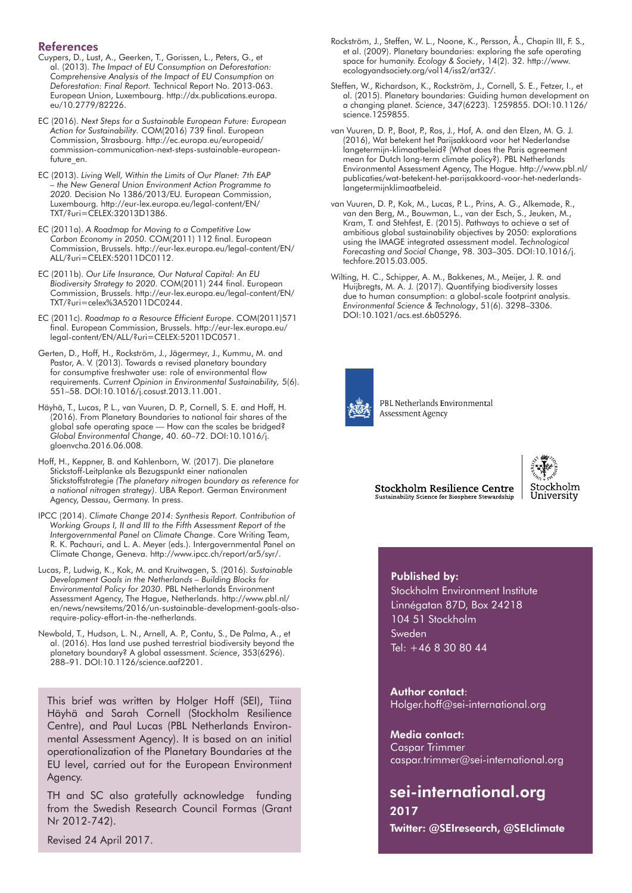## References

Cuypers, D., Lust, A., Geerken, T., Gorissen, L., Peters, G., et al. (2013). *The Impact of EU Consumption on Deforestation: Comprehensive Analysis of the Impact of EU Consumption on Deforestation: Final Report.* Technical Report No. 2013-063. European Union, Luxembourg. http://dx.publications.europa.eu/10.2779/82226.

EC (2016). *Next Steps for a Sustainable European Future: European Action for Sustainability.* COM(2016) 739 final. European Commission, Strasbourg. http://ec.europa.eu/europeaid/commission-communication-next-steps-sustainable-european-future_en.

EC (2013). *Living Well, Within the Limits of Our Planet: 7th EAP – the New General Union Environment Action Programme to 2020.* Decision No 1386/2013/EU. European Commission, Luxembourg. http://eur-lex.europa.eu/legal-content/EN/TXT/?uri=CELEX:32013D1386.

EC (2011a). *A Roadmap for Moving to a Competitive Low Carbon Economy in 2050.* COM(2011) 112 final. European Commission, Brussels. http://eur-lex.europa.eu/legal-content/EN/ALL/?uri=CELEX:52011DC0112.

EC (2011b). *Our Life Insurance, Our Natural Capital: An EU Biodiversity Strategy to 2020.* COM(2011) 244 final. European Commission, Brussels. http://eur-lex.europa.eu/legal-content/EN/TXT/?uri=celex%3A52011DC0244.

EC (2011c). *Roadmap to a Resource Efficient Europe.* COM(2011)571 final. European Commission, Brussels. http://eur-lex.europa.eu/legal-content/EN/ALL/?uri=CELEX:52011DC0571.

Gerten, D., Hoff, H., Rockström, J., Jägermeyr, J., Kummu, M. and Pastor, A. V. (2013). Towards a revised planetary boundary for consumptive freshwater use: role of environmental flow requirements. *Current Opinion in Environmental Sustainability,* 5(6). 551–58. DOI:10.1016/j.cosust.2013.11.001.

Häyhä, T., Lucas, P. L., van Vuuren, D. P., Cornell, S. E. and Hoff, H. (2016). From Planetary Boundaries to national fair shares of the global safe operating space — How can the scales be bridged? *Global Environmental Change*, 40. 60–72. DOI:10.1016/j.gloenvcha.2016.06.008.

Hoff, H., Keppner, B. and Kahlenborn, W. (2017). Die planetare Stickstoff-Leitplanke als Bezugspunkt einer nationalen Stickstoffstrategie *(The planetary nitrogen boundary as reference for a national nitrogen strategy)*. UBA Report. German Environment Agency, Dessau, Germany. In press.

IPCC (2014). *Climate Change 2014: Synthesis Report. Contribution of Working Groups I, II and III to the Fifth Assessment Report of the Intergovernmental Panel on Climate Change.* Core Writing Team, R. K. Pachauri, and L. A. Meyer (eds.). Intergovernmental Panel on Climate Change, Geneva. http://www.ipcc.ch/report/ar5/syr/.

Lucas, P., Ludwig, K., Kok, M. and Kruitwagen, S. (2016). *Sustainable Development Goals in the Netherlands – Building Blocks for Environmental Policy for 2030.* PBL Netherlands Environment Assessment Agency, The Hague, Netherlands. http://www.pbl.nl/en/news/newsitems/2016/un-sustainable-development-goals-also-require-policy-effort-in-the-netherlands.

Newbold, T., Hudson, L. N., Arnell, A. P., Contu, S., De Palma, A., et al. (2016). Has land use pushed terrestrial biodiversity beyond the planetary boundary? A global assessment. *Science*, 353(6296). 288–91. DOI:10.1126/science.aaf2201.

Rockström, J., Steffen, W. L., Noone, K., Persson, Å., Chapin III, F. S., et al. (2009). Planetary boundaries: exploring the safe operating space for humanity. *Ecology & Society*, 14(2). 32. http://www.ecologyandsociety.org/vol14/iss2/art32/.

Steffen, W., Richardson, K., Rockström, J., Cornell, S. E., Fetzer, I., et al. (2015). Planetary boundaries: Guiding human development on a changing planet. *Science*, 347(6223). 1259855. DOI:10.1126/science.1259855.

van Vuuren, D. P., Boot, P., Ros, J., Hof, A. and den Elzen, M. G. J. (2016), Wat betekent het Parijsakkoord voor het Nederlandse langetermijn-klimaatbeleid? (What does the Paris agreement mean for Dutch long-term climate policy?). PBL Netherlands Environmental Assessment Agency, The Hague. http://www.pbl.nl/publicaties/wat-betekent-het-parijsakkoord-voor-het-nederlands-langetermijnklimaatbeleid.

van Vuuren, D. P., Kok, M., Lucas, P. L., Prins, A. G., Alkemade, R., van den Berg, M., Bouwman, L., van der Esch, S., Jeuken, M., Kram, T. and Stehfest, E. (2015). Pathways to achieve a set of ambitious global sustainability objectives by 2050: explorations using the IMAGE integrated assessment model. *Technological Forecasting and Social Change*, 98. 303–305. DOI:10.1016/j.techfore.2015.03.005.

Wilting, H. C., Schipper, A. M., Bakkenes, M., Meijer, J. R. and Huijbregts, M. A. J. (2017). Quantifying biodiversity losses due to human consumption: a global-scale footprint analysis. *Environmental Science & Technology*, 51(6). 3298–3306. DOI:10.1021/acs.est.6b05296.

This brief was written by Holger Hoff (SEI), Tiina Häyhä and Sarah Cornell (Stockholm Resilience Centre), and Paul Lucas (PBL Netherlands Environmental Assessment Agency). It is based on an initial operationalization of the Planetary Boundaries at the EU level, carried out for the European Environment Agency.

TH and SC also gratefully acknowledge funding from the Swedish Research Council Formas (Grant Nr 2012-742).

Revised 24 April 2017.

PBL Netherlands Environmental Assessment Agency

Stockholm Resilience Centre
Sustainability Science for Biosphere Stewardship

Stockholm University

**Published by:**
Stockholm Environment Institute
Linnégatan 87D, Box 24218
104 51 Stockholm
Sweden
Tel: +46 8 30 80 44

**Author contact**:
Holger.hoff@sei-international.org

**Media contact:**
Caspar Trimmer
caspar.trimmer@sei-international.org

**sei-international.org**
**2017**
**Twitter: @SEIresearch, @SEIclimate**